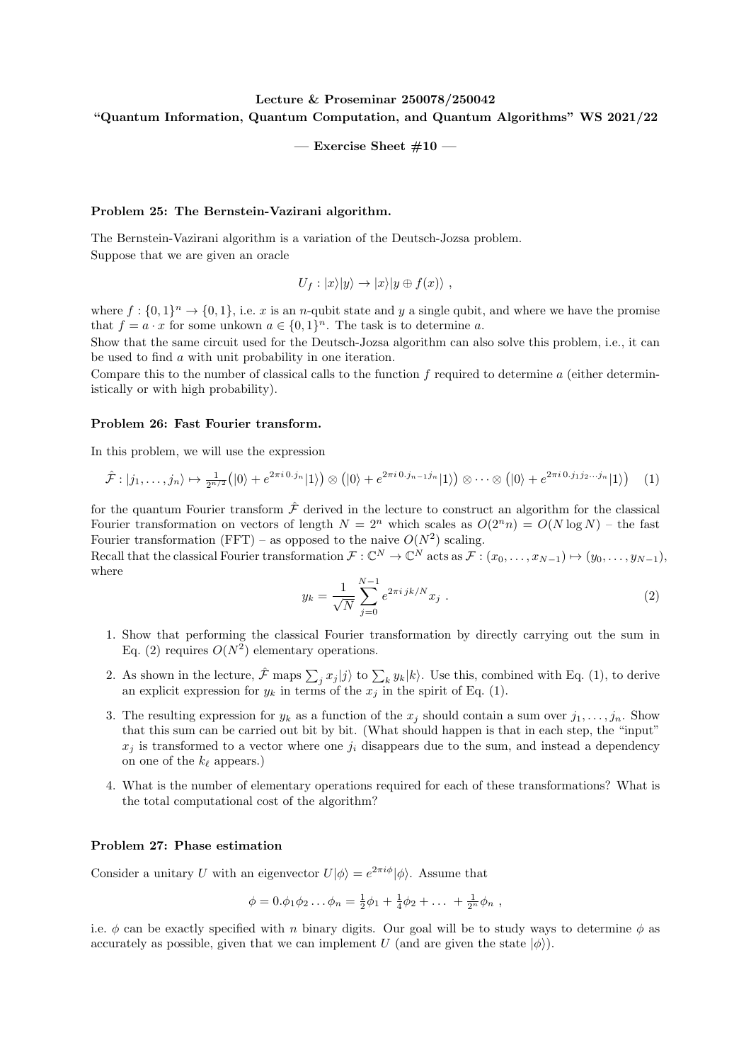**Lecture & Proseminar 250078/250042**

**"Quantum Information, Quantum Computation, and Quantum Algorithms" WS 2021/22**

**— Exercise Sheet #10 —**

### Problem 25: The Bernstein-Vazirani algorithm.

The Bernstein-Vazirani algorithm is a variation of the Deutsch-Jozsa problem.
Suppose that we are given an oracle

$$U_f : |x\rangle|y\rangle \to |x\rangle|y \oplus f(x)\rangle \ ,$$

where $f : \{0,1\}^n \to \{0,1\}$, i.e. $x$ is an $n$-qubit state and $y$ a single qubit, and where we have the promise that $f = a \cdot x$ for some unkown $a \in \{0,1\}^n$. The task is to determine $a$.
Show that the same circuit used for the Deutsch-Jozsa algorithm can also solve this problem, i.e., it can be used to find $a$ with unit probability in one iteration.
Compare this to the number of classical calls to the function $f$ required to determine $a$ (either deterministically or with high probability).

### Problem 26: Fast Fourier transform.

In this problem, we will use the expression

$$\hat{\mathcal{F}} : |j_1, \ldots, j_n\rangle \mapsto \tfrac{1}{2^{n/2}}\big(|0\rangle + e^{2\pi i\, 0.j_n}|1\rangle\big) \otimes \big(|0\rangle + e^{2\pi i\, 0.j_{n-1}j_n}|1\rangle\big) \otimes \cdots \otimes \big(|0\rangle + e^{2\pi i\, 0.j_1 j_2 \ldots j_n}|1\rangle\big) \quad (1)$$

for the quantum Fourier transform $\hat{\mathcal{F}}$ derived in the lecture to construct an algorithm for the classical Fourier transformation on vectors of length $N = 2^n$ which scales as $O(2^n n) = O(N \log N)$ – the fast Fourier transformation (FFT) – as opposed to the naive $O(N^2)$ scaling.
Recall that the classical Fourier transformation $\mathcal{F} : \mathbb{C}^N \to \mathbb{C}^N$ acts as $\mathcal{F} : (x_0, \ldots, x_{N-1}) \mapsto (y_0, \ldots, y_{N-1})$, where

$$y_k = \frac{1}{\sqrt{N}} \sum_{j=0}^{N-1} e^{2\pi i\, jk/N} x_j \ . \quad (2)$$

1. Show that performing the classical Fourier transformation by directly carrying out the sum in Eq. (2) requires $O(N^2)$ elementary operations.
2. As shown in the lecture, $\hat{\mathcal{F}}$ maps $\sum_j x_j|j\rangle$ to $\sum_k y_k|k\rangle$. Use this, combined with Eq. (1), to derive an explicit expression for $y_k$ in terms of the $x_j$ in the spirit of Eq. (1).
3. The resulting expression for $y_k$ as a function of the $x_j$ should contain a sum over $j_1, \ldots, j_n$. Show that this sum can be carried out bit by bit. (What should happen is that in each step, the "input" $x_j$ is transformed to a vector where one $j_i$ disappears due to the sum, and instead a dependency on one of the $k_\ell$ appears.)
4. What is the number of elementary operations required for each of these transformations? What is the total computational cost of the algorithm?

### Problem 27: Phase estimation

Consider a unitary $U$ with an eigenvector $U|\phi\rangle = e^{2\pi i \phi}|\phi\rangle$. Assume that

$$\phi = 0.\phi_1\phi_2 \ldots \phi_n = \tfrac{1}{2}\phi_1 + \tfrac{1}{4}\phi_2 + \ldots + \tfrac{1}{2^n}\phi_n \ ,$$

i.e. $\phi$ can be exactly specified with $n$ binary digits. Our goal will be to study ways to determine $\phi$ as accurately as possible, given that we can implement $U$ (and are given the state $|\phi\rangle$).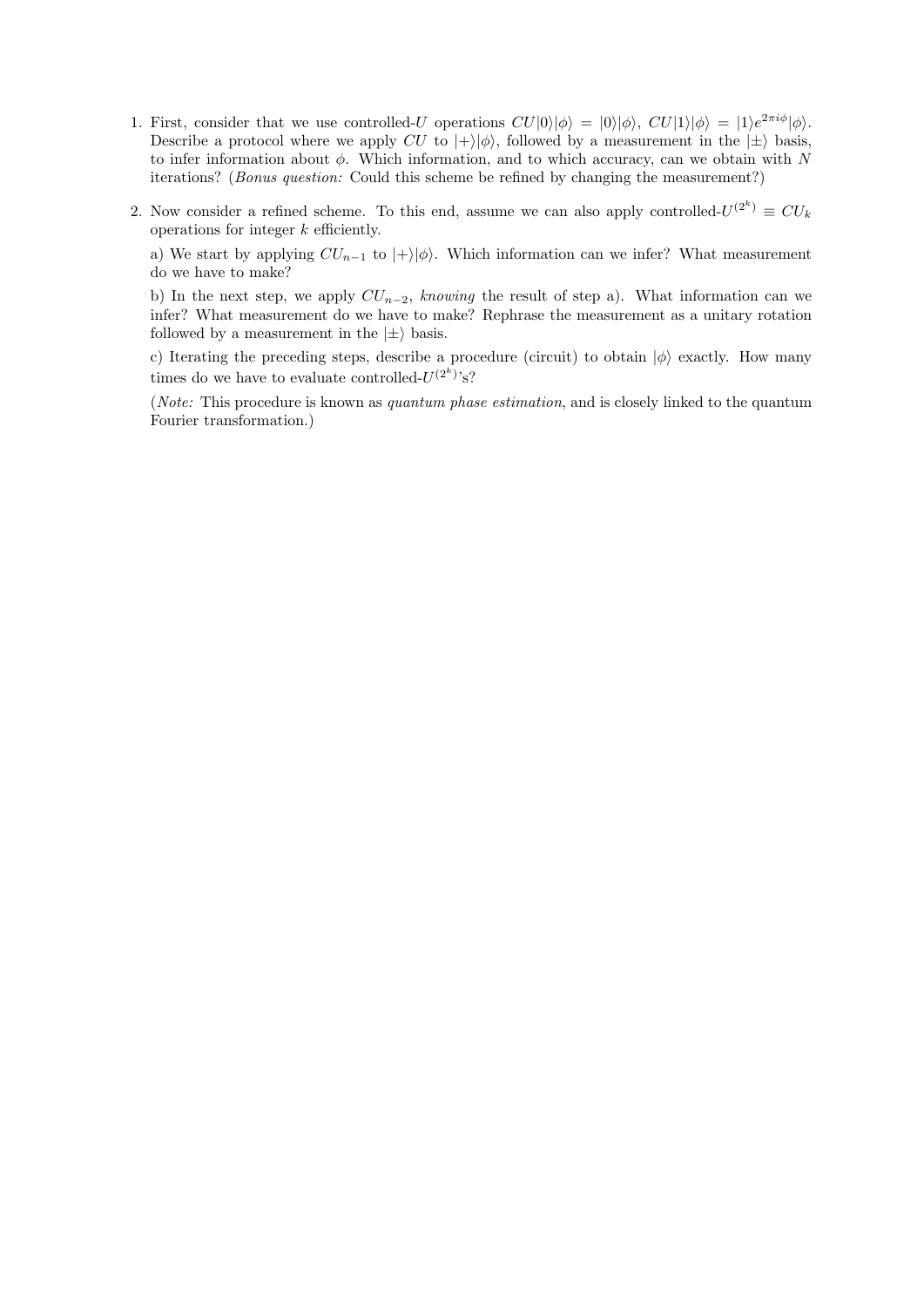1. First, consider that we use controlled-$U$ operations $CU|0\rangle|\phi\rangle = |0\rangle|\phi\rangle$, $CU|1\rangle|\phi\rangle = |1\rangle e^{2\pi i\phi}|\phi\rangle$. Describe a protocol where we apply $CU$ to $|+\rangle|\phi\rangle$, followed by a measurement in the $|\pm\rangle$ basis, to infer information about $\phi$. Which information, and to which accuracy, can we obtain with $N$ iterations? (*Bonus question:* Could this scheme be refined by changing the measurement?)

2. Now consider a refined scheme. To this end, assume we can also apply controlled-$U^{(2^k)} \equiv CU_k$ operations for integer $k$ efficiently.

   a) We start by applying $CU_{n-1}$ to $|+\rangle|\phi\rangle$. Which information can we infer? What measurement do we have to make?

   b) In the next step, we apply $CU_{n-2}$, *knowing* the result of step a). What information can we infer? What measurement do we have to make? Rephrase the measurement as a unitary rotation followed by a measurement in the $|\pm\rangle$ basis.

   c) Iterating the preceding steps, describe a procedure (circuit) to obtain $|\phi\rangle$ exactly. How many times do we have to evaluate controlled-$U^{(2^k)}$'s?

   (*Note:* This procedure is known as *quantum phase estimation*, and is closely linked to the quantum Fourier transformation.)